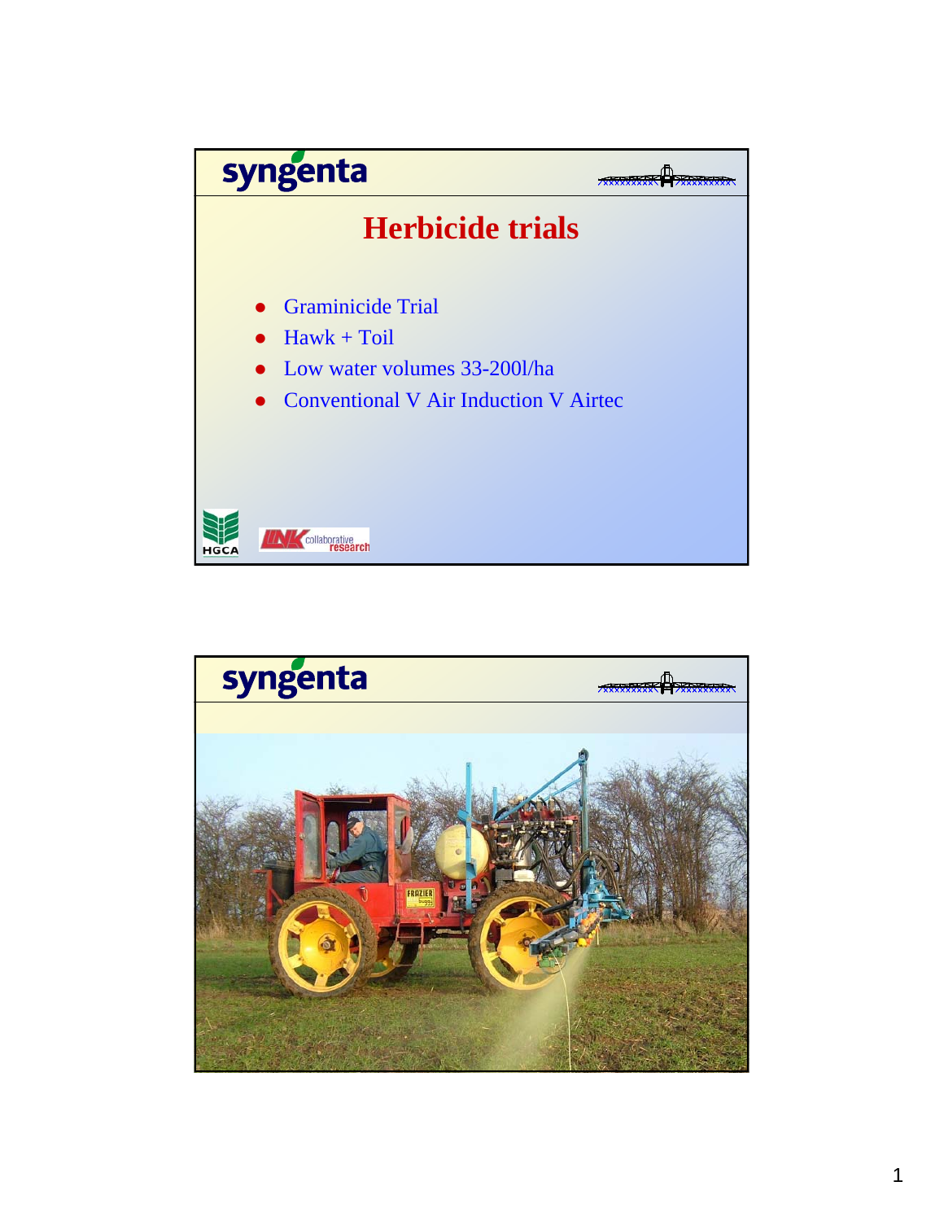# Herbicide trials

- Graminicide Trial
- Hawk + Toil
- Low water volumes 33-200l/ha
- Conventional V Air Induction V Airtec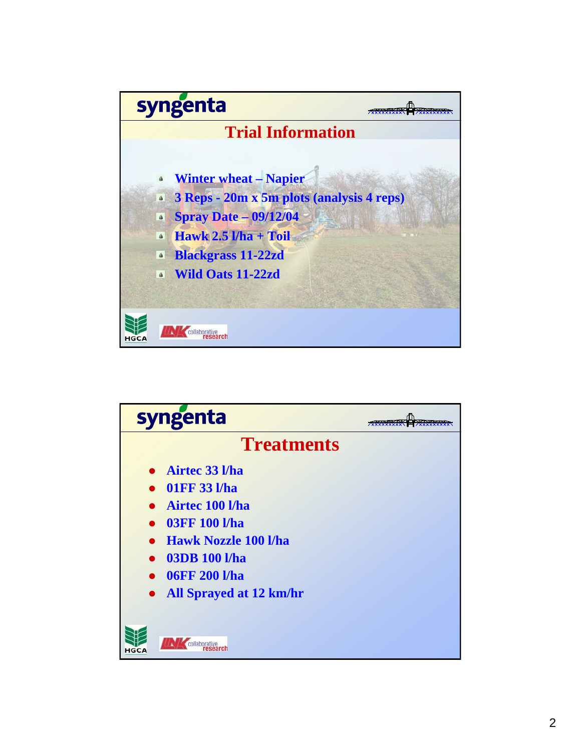## Trial Information

- Winter wheat – Napier
- 3 Reps - 20m x 5m plots (analysis 4 reps)
- Spray Date – 09/12/04
- Hawk 2.5 l/ha + Toil
- Blackgrass 11-22zd
- Wild Oats 11-22zd

## Treatments

- Airtec 33 l/ha
- 01FF 33 l/ha
- Airtec 100 l/ha
- 03FF 100 l/ha
- Hawk Nozzle 100 l/ha
- 03DB 100 l/ha
- 06FF 200 l/ha
- All Sprayed at 12 km/hr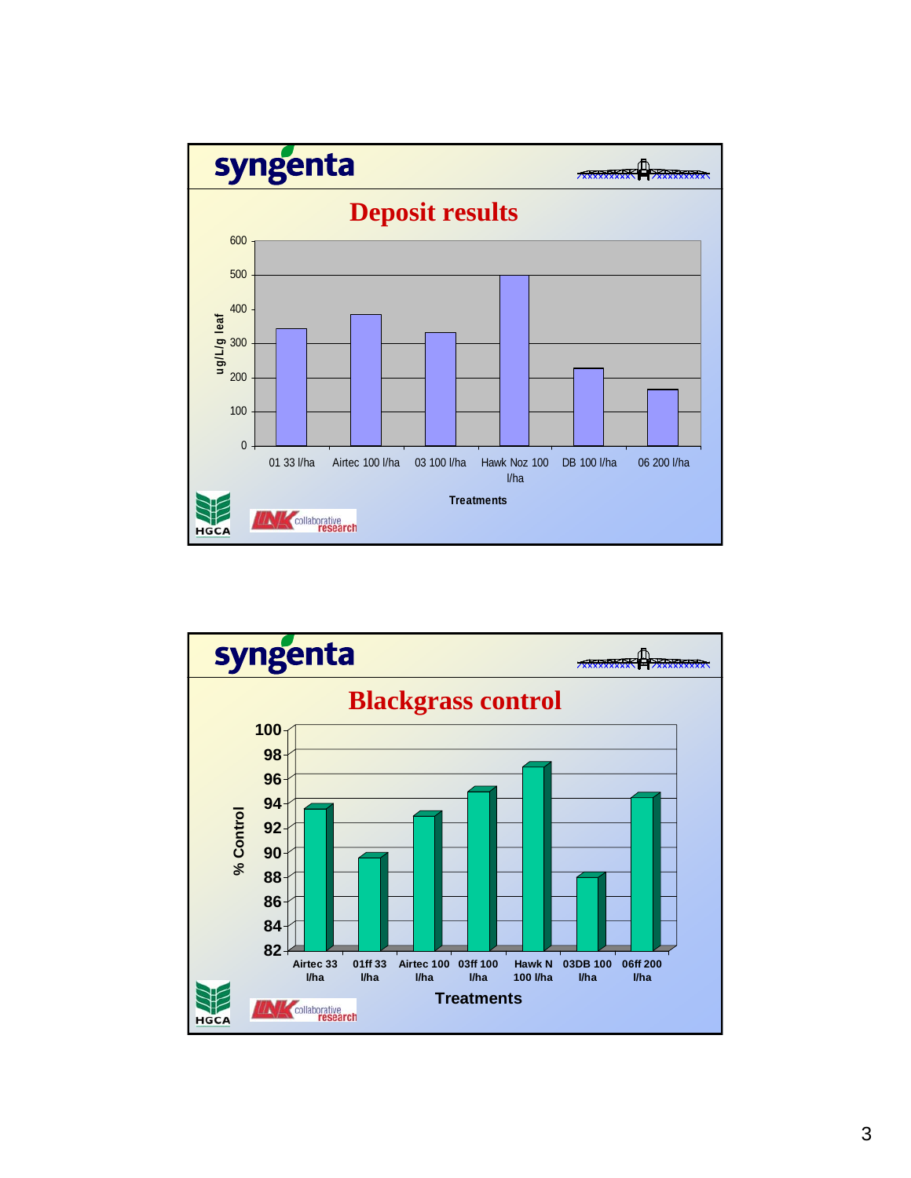## Deposit results

| Treatments | ug/L/g leaf |
|---|---|
| 01 33 l/ha | ~345 |
| Airtec 100 l/ha | ~385 |
| 03 100 l/ha | ~333 |
| Hawk Noz 100 l/ha | ~500 |
| DB 100 l/ha | ~228 |
| 06 200 l/ha | ~165 |

## Blackgrass control

| Treatments | % Control |
|---|---|
| Airtec 33 l/ha | ~93.5 |
| 01ff 33 l/ha | ~89.5 |
| Airtec 100 l/ha | ~93 |
| 03ff 100 l/ha | ~95 |
| Hawk N 100 l/ha | ~97 |
| 03DB 100 l/ha | ~88 |
| 06ff 200 l/ha | ~94.5 |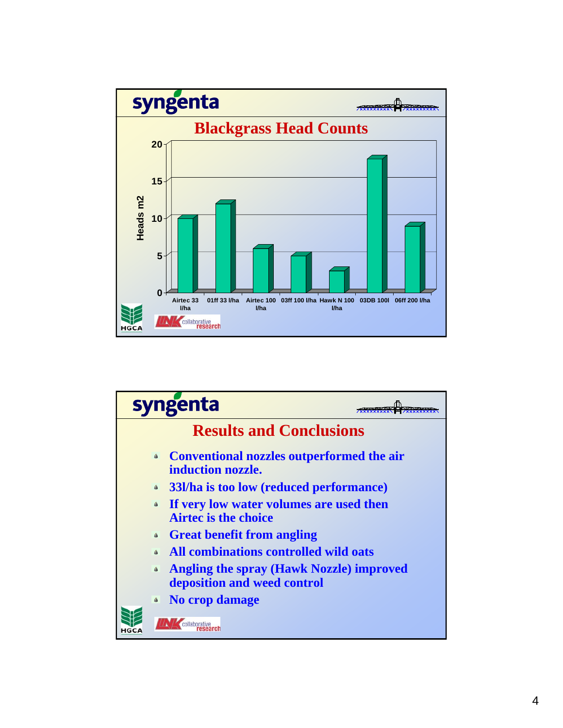## Blackgrass Head Counts

| Treatment | Heads m2 |
|---|---|
| Airtec 33 l/ha | 10 |
| 01ff 33 l/ha | 12 |
| Airtec 100 l/ha | 6 |
| 03ff 100 l/ha | 5 |
| Hawk N 100 l/ha | 3 |
| 03DB 100l | 18 |
| 06ff 200 l/ha | 9 |

## Results and Conclusions

- Conventional nozzles outperformed the air induction nozzle.
- 33l/ha is too low (reduced performance)
- If very low water volumes are used then Airtec is the choice
- Great benefit from angling
- All combinations controlled wild oats
- Angling the spray (Hawk Nozzle) improved deposition and weed control
- No crop damage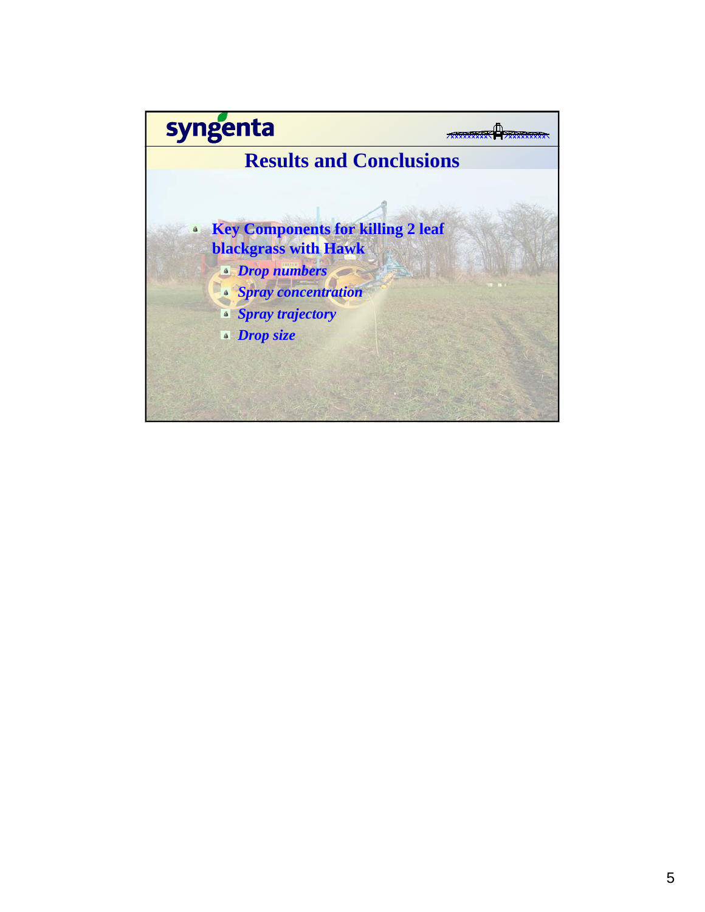## Results and Conclusions

- **Key Components for killing 2 leaf blackgrass with Hawk**
  - ***Drop numbers***
  - ***Spray concentration***
  - ***Spray trajectory***
  - ***Drop size***